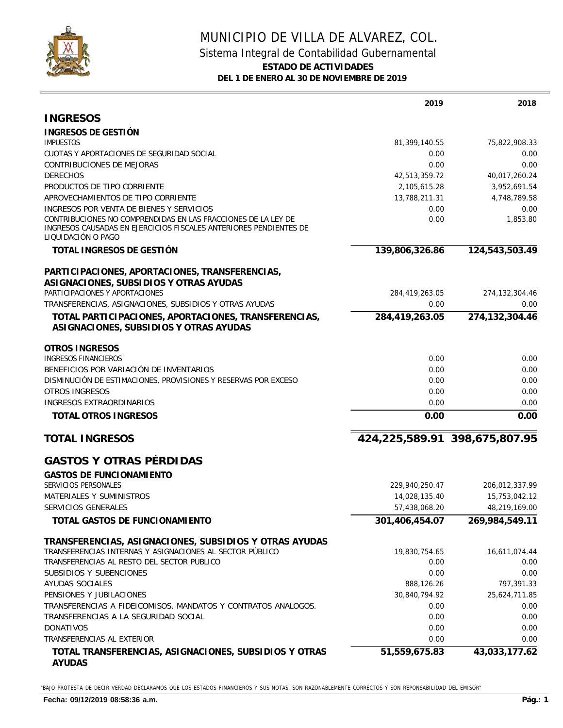# MUNICIPIO DE VILLA DE ALVAREZ, COL.

## Sistema Integral de Contabilidad Gubernamental

### ESTADO DE ACTIVIDADES

**DEL 1 DE ENERO AL 30 DE NOVIEMBRE DE 2019**

| | 2019 | 2018 |
|---|---:|---:|
| **INGRESOS** | | |
| **INGRESOS DE GESTIÓN** | | |
| IMPUESTOS | 81,399,140.55 | 75,822,908.33 |
| CUOTAS Y APORTACIONES DE SEGURIDAD SOCIAL | 0.00 | 0.00 |
| CONTRIBUCIONES DE MEJORAS | 0.00 | 0.00 |
| DERECHOS | 42,513,359.72 | 40,017,260.24 |
| PRODUCTOS DE TIPO CORRIENTE | 2,105,615.28 | 3,952,691.54 |
| APROVECHAMIENTOS DE TIPO CORRIENTE | 13,788,211.31 | 4,748,789.58 |
| INGRESOS POR VENTA DE BIENES Y SERVICIOS | 0.00 | 0.00 |
| CONTRIBUCIONES NO COMPRENDIDAS EN LAS FRACCIONES DE LA LEY DE INGRESOS CAUSADAS EN EJERCICIOS FISCALES ANTERIORES PENDIENTES DE LIQUIDACIÓN O PAGO | 0.00 | 1,853.80 |
| **TOTAL INGRESOS DE GESTIÓN** | **139,806,326.86** | **124,543,503.49** |
| **PARTICIPACIONES, APORTACIONES, TRANSFERENCIAS, ASIGNACIONES, SUBSIDIOS Y OTRAS AYUDAS** | | |
| PARTICIPACIONES Y APORTACIONES | 284,419,263.05 | 274,132,304.46 |
| TRANSFERENCIAS, ASIGNACIONES, SUBSIDIOS Y OTRAS AYUDAS | 0.00 | 0.00 |
| **TOTAL PARTICIPACIONES, APORTACIONES, TRANSFERENCIAS, ASIGNACIONES, SUBSIDIOS Y OTRAS AYUDAS** | **284,419,263.05** | **274,132,304.46** |
| **OTROS INGRESOS** | | |
| INGRESOS FINANCIEROS | 0.00 | 0.00 |
| BENEFICIOS POR VARIACIÓN DE INVENTARIOS | 0.00 | 0.00 |
| DISMINUCIÓN DE ESTIMACIONES, PROVISIONES Y RESERVAS POR EXCESO | 0.00 | 0.00 |
| OTROS INGRESOS | 0.00 | 0.00 |
| INGRESOS EXTRAORDINARIOS | 0.00 | 0.00 |
| **TOTAL OTROS INGRESOS** | **0.00** | **0.00** |
| **TOTAL INGRESOS** | **424,225,589.91** | **398,675,807.95** |
| **GASTOS Y OTRAS PÉRDIDAS** | | |
| **GASTOS DE FUNCIONAMIENTO** | | |
| SERVICIOS PERSONALES | 229,940,250.47 | 206,012,337.99 |
| MATERIALES Y SUMINISTROS | 14,028,135.40 | 15,753,042.12 |
| SERVICIOS GENERALES | 57,438,068.20 | 48,219,169.00 |
| **TOTAL GASTOS DE FUNCIONAMIENTO** | **301,406,454.07** | **269,984,549.11** |
| **TRANSFERENCIAS, ASIGNACIONES, SUBSIDIOS Y OTRAS AYUDAS** | | |
| TRANSFERENCIAS INTERNAS Y ASIGNACIONES AL SECTOR PÚBLICO | 19,830,754.65 | 16,611,074.44 |
| TRANSFERENCIAS AL RESTO DEL SECTOR PUBLICO | 0.00 | 0.00 |
| SUBSIDIOS Y SUBENCIONES | 0.00 | 0.00 |
| AYUDAS SOCIALES | 888,126.26 | 797,391.33 |
| PENSIONES Y JUBILACIONES | 30,840,794.92 | 25,624,711.85 |
| TRANSFERENCIAS A FIDEICOMISOS, MANDATOS Y CONTRATOS ANALOGOS. | 0.00 | 0.00 |
| TRANSFERENCIAS A LA SEGURIDAD SOCIAL | 0.00 | 0.00 |
| DONATIVOS | 0.00 | 0.00 |
| TRANSFERENCIAS AL EXTERIOR | 0.00 | 0.00 |
| **TOTAL TRANSFERENCIAS, ASIGNACIONES, SUBSIDIOS Y OTRAS AYUDAS** | **51,559,675.83** | **43,033,177.62** |

"BAJO PROTESTA DE DECIR VERDAD DECLARAMOS QUE LOS ESTADOS FINANCIEROS Y SUS NOTAS, SON RAZONABLEMENTE CORRECTOS Y SON REPONSABILIDAD DEL EMISOR"

**Fecha: 09/12/2019 08:58:36 a.m.**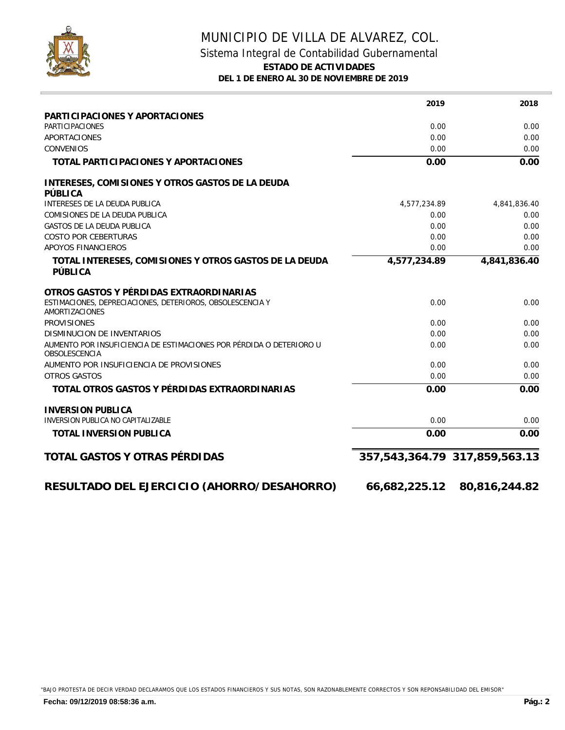# MUNICIPIO DE VILLA DE ALVAREZ, COL.

## Sistema Integral de Contabilidad Gubernamental

### ESTADO DE ACTIVIDADES

**DEL 1 DE ENERO AL 30 DE NOVIEMBRE DE 2019**

| | 2019 | 2018 |
|---|---|---|
| **PARTICIPACIONES Y APORTACIONES** | | |
| PARTICIPACIONES | 0.00 | 0.00 |
| APORTACIONES | 0.00 | 0.00 |
| CONVENIOS | 0.00 | 0.00 |
| **TOTAL PARTICIPACIONES Y APORTACIONES** | **0.00** | **0.00** |
| **INTERESES, COMISIONES Y OTROS GASTOS DE LA DEUDA PÚBLICA** | | |
| INTERESES DE LA DEUDA PUBLICA | 4,577,234.89 | 4,841,836.40 |
| COMISIONES DE LA DEUDA PUBLICA | 0.00 | 0.00 |
| GASTOS DE LA DEUDA PUBLICA | 0.00 | 0.00 |
| COSTO POR CEBERTURAS | 0.00 | 0.00 |
| APOYOS FINANCIEROS | 0.00 | 0.00 |
| **TOTAL INTERESES, COMISIONES Y OTROS GASTOS DE LA DEUDA PÚBLICA** | **4,577,234.89** | **4,841,836.40** |
| **OTROS GASTOS Y PÉRDIDAS EXTRAORDINARIAS** | | |
| ESTIMACIONES, DEPRECIACIONES, DETERIOROS, OBSOLESCENCIA Y AMORTIZACIONES | 0.00 | 0.00 |
| PROVISIONES | 0.00 | 0.00 |
| DISMINUCION DE INVENTARIOS | 0.00 | 0.00 |
| AUMENTO POR INSUFICIENCIA DE ESTIMACIONES POR PÉRDIDA O DETERIORO U OBSOLESCENCIA | 0.00 | 0.00 |
| AUMENTO POR INSUFICIENCIA DE PROVISIONES | 0.00 | 0.00 |
| OTROS GASTOS | 0.00 | 0.00 |
| **TOTAL OTROS GASTOS Y PÉRDIDAS EXTRAORDINARIAS** | **0.00** | **0.00** |
| **INVERSION PUBLICA** | | |
| INVERSION PUBLICA NO CAPITALIZABLE | 0.00 | 0.00 |
| **TOTAL INVERSION PUBLICA** | **0.00** | **0.00** |
| **TOTAL GASTOS Y OTRAS PÉRDIDAS** | **357,543,364.79** | **317,859,563.13** |
| **RESULTADO DEL EJERCICIO (AHORRO/DESAHORRO)** | **66,682,225.12** | **80,816,244.82** |

"BAJO PROTESTA DE DECIR VERDAD DECLARAMOS QUE LOS ESTADOS FINANCIEROS Y SUS NOTAS, SON RAZONABLEMENTE CORRECTOS Y SON REPONSABILIDAD DEL EMISOR"

**Fecha: 09/12/2019 08:58:36 a.m.**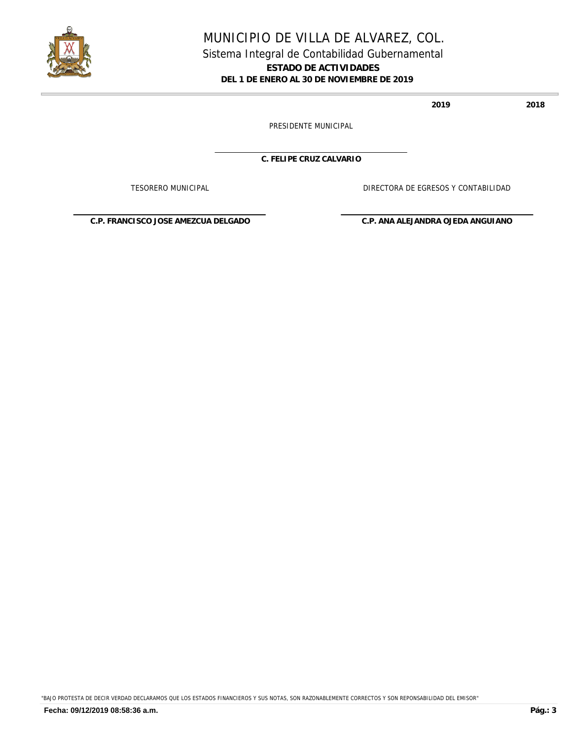# MUNICIPIO DE VILLA DE ALVAREZ, COL.

Sistema Integral de Contabilidad Gubernamental

**ESTADO DE ACTIVIDADES**

**DEL 1 DE ENERO AL 30 DE NOVIEMBRE DE 2019**

**2019** **2018**

PRESIDENTE MUNICIPAL

**C. FELIPE CRUZ CALVARIO**

TESORERO MUNICIPAL

**C.P. FRANCISCO JOSE AMEZCUA DELGADO**

DIRECTORA DE EGRESOS Y CONTABILIDAD

**C.P. ANA ALEJANDRA OJEDA ANGUIANO**

"BAJO PROTESTA DE DECIR VERDAD DECLARAMOS QUE LOS ESTADOS FINANCIEROS Y SUS NOTAS, SON RAZONABLEMENTE CORRECTOS Y SON REPONSABILIDAD DEL EMISOR"

**Fecha: 09/12/2019 08:58:36 a.m.**